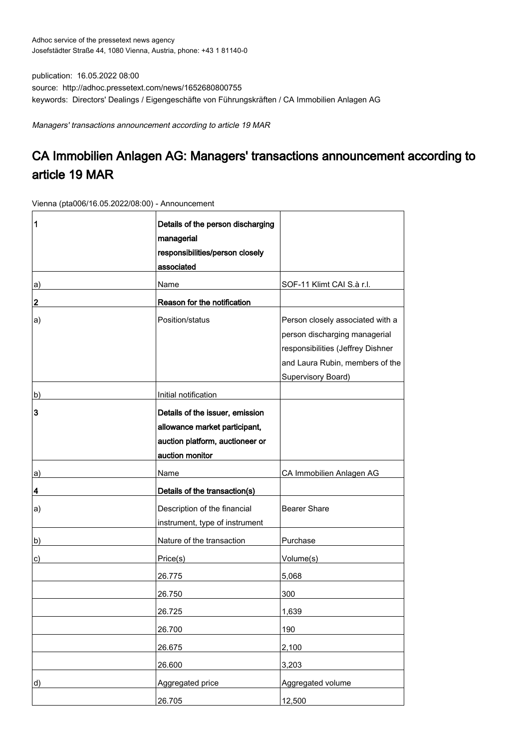Adhoc service of the pressetext news agency
Josefstädter Straße 44, 1080 Vienna, Austria, phone: +43 1 81140-0

publication: 16.05.2022 08:00
source: http://adhoc.pressetext.com/news/1652680800755
keywords: Directors' Dealings / Eigengeschäfte von Führungskräften / CA Immobilien Anlagen AG

*Managers' transactions announcement according to article 19 MAR*

# CA Immobilien Anlagen AG: Managers' transactions announcement according to article 19 MAR

Vienna (pta006/16.05.2022/08:00) - Announcement

| | | |
|---|---|---|
| **1** | **Details of the person discharging managerial responsibilities/person closely associated** | |
| a) | Name | SOF-11 Klimt CAI S.à r.l. |
| **2** | **Reason for the notification** | |
| a) | Position/status | Person closely associated with a person discharging managerial responsibilities (Jeffrey Dishner and Laura Rubin, members of the Supervisory Board) |
| b) | Initial notification | |
| **3** | **Details of the issuer, emission allowance market participant, auction platform, auctioneer or auction monitor** | |
| a) | Name | CA Immobilien Anlagen AG |
| **4** | **Details of the transaction(s)** | |
| a) | Description of the financial instrument, type of instrument | Bearer Share |
| b) | Nature of the transaction | Purchase |
| c) | Price(s) | Volume(s) |
| | 26.775 | 5,068 |
| | 26.750 | 300 |
| | 26.725 | 1,639 |
| | 26.700 | 190 |
| | 26.675 | 2,100 |
| | 26.600 | 3,203 |
| d) | Aggregated price | Aggregated volume |
| | 26.705 | 12,500 |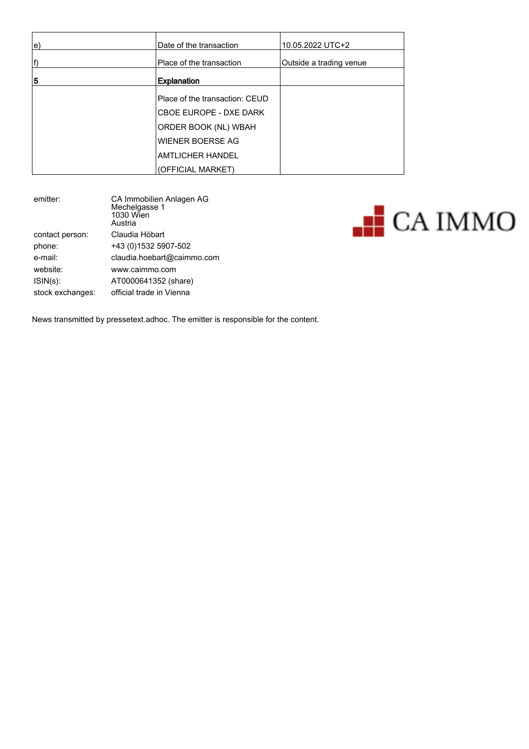| | | |
|---|---|---|
| e) | Date of the transaction | 10.05.2022 UTC+2 |
| f) | Place of the transaction | Outside a trading venue |
| **5** | **Explanation** | |
| | Place of the transaction: CEUD CBOE EUROPE - DXE DARK ORDER BOOK (NL) WBAH WIENER BOERSE AG AMTLICHER HANDEL (OFFICIAL MARKET) | |

| | |
|---|---|
| emitter: | CA Immobilien Anlagen AG<br>Mechelgasse 1<br>1030 Wien<br>Austria |
| contact person: | Claudia Höbart |
| phone: | +43 (0)1532 5907-502 |
| e-mail: | claudia.hoebart@caimmo.com |
| website: | www.caimmo.com |
| ISIN(s): | AT0000641352 (share) |
| stock exchanges: | official trade in Vienna |

CA IMMO

News transmitted by pressetext.adhoc. The emitter is responsible for the content.